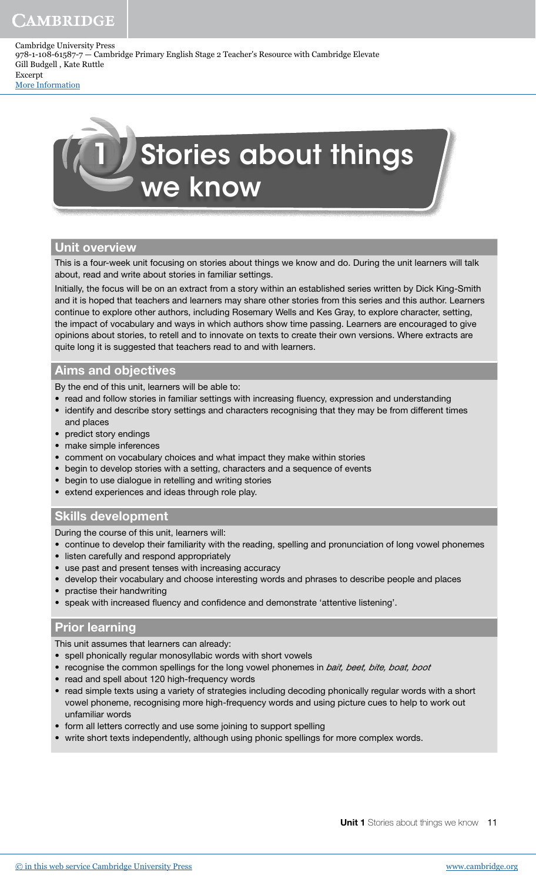# 1 Stories about things we know

## Unit overview

This is a four-week unit focusing on stories about things we know and do. During the unit learners will talk about, read and write about stories in familiar settings.

Initially, the focus will be on an extract from a story within an established series written by Dick King-Smith and it is hoped that teachers and learners may share other stories from this series and this author. Learners continue to explore other authors, including Rosemary Wells and Kes Gray, to explore character, setting, the impact of vocabulary and ways in which authors show time passing. Learners are encouraged to give opinions about stories, to retell and to innovate on texts to create their own versions. Where extracts are quite long it is suggested that teachers read to and with learners.

## Aims and objectives

By the end of this unit, learners will be able to:

- read and follow stories in familiar settings with increasing fluency, expression and understanding
- identify and describe story settings and characters recognising that they may be from different times and places
- predict story endings
- make simple inferences
- comment on vocabulary choices and what impact they make within stories
- begin to develop stories with a setting, characters and a sequence of events
- begin to use dialogue in retelling and writing stories
- extend experiences and ideas through role play.

## Skills development

During the course of this unit, learners will:

- continue to develop their familiarity with the reading, spelling and pronunciation of long vowel phonemes
- listen carefully and respond appropriately
- use past and present tenses with increasing accuracy
- develop their vocabulary and choose interesting words and phrases to describe people and places
- practise their handwriting
- speak with increased fluency and confidence and demonstrate 'attentive listening'.

## Prior learning

This unit assumes that learners can already:

- spell phonically regular monosyllabic words with short vowels
- recognise the common spellings for the long vowel phonemes in *bait, beet, bite, boat, boot*
- read and spell about 120 high-frequency words
- read simple texts using a variety of strategies including decoding phonically regular words with a short vowel phoneme, recognising more high-frequency words and using picture cues to help to work out unfamiliar words
- form all letters correctly and use some joining to support spelling
- write short texts independently, although using phonic spellings for more complex words.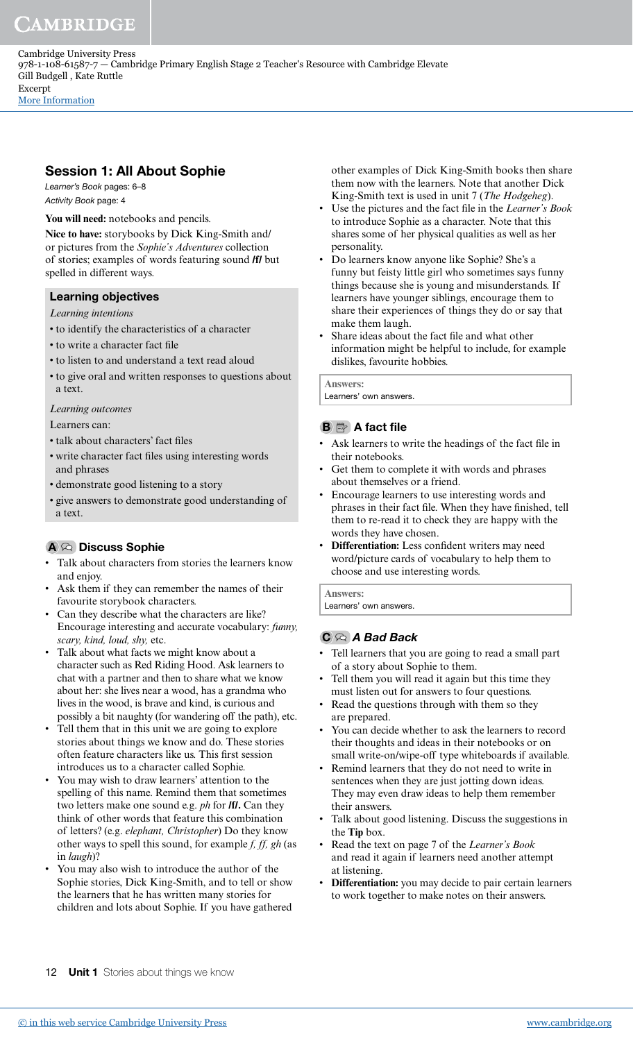## Session 1: All About Sophie

*Learner's Book* pages: 6–8

*Activity Book* page: 4

**You will need:** notebooks and pencils.

**Nice to have:** storybooks by Dick King-Smith and/or pictures from the *Sophie's Adventures* collection of stories; examples of words featuring sound **/f/** but spelled in different ways.

### Learning objectives

*Learning intentions*

- to identify the characteristics of a character
- to write a character fact file
- to listen to and understand a text read aloud
- to give oral and written responses to questions about a text.

*Learning outcomes*

Learners can:

- talk about characters' fact files
- write character fact files using interesting words and phrases
- demonstrate good listening to a story
- give answers to demonstrate good understanding of a text.

### A Discuss Sophie

- Talk about characters from stories the learners know and enjoy.
- Ask them if they can remember the names of their favourite storybook characters.
- Can they describe what the characters are like? Encourage interesting and accurate vocabulary: *funny, scary, kind, loud, shy,* etc.
- Talk about what facts we might know about a character such as Red Riding Hood. Ask learners to chat with a partner and then to share what we know about her: she lives near a wood, has a grandma who lives in the wood, is brave and kind, is curious and possibly a bit naughty (for wandering off the path), etc.
- Tell them that in this unit we are going to explore stories about things we know and do. These stories often feature characters like us. This first session introduces us to a character called Sophie.
- You may wish to draw learners' attention to the spelling of this name. Remind them that sometimes two letters make one sound e.g. *ph* for **/f/.** Can they think of other words that feature this combination of letters? (e.g. *elephant, Christopher*) Do they know other ways to spell this sound, for example *f, ff, gh* (as in *laugh*)?
- You may also wish to introduce the author of the Sophie stories, Dick King-Smith, and to tell or show the learners that he has written many stories for children and lots about Sophie. If you have gathered other examples of Dick King-Smith books then share them now with the learners. Note that another Dick King-Smith text is used in unit 7 (*The Hodgeheg*).
- Use the pictures and the fact file in the *Learner's Book* to introduce Sophie as a character. Note that this shares some of her physical qualities as well as her personality.
- Do learners know anyone like Sophie? She's a funny but feisty little girl who sometimes says funny things because she is young and misunderstands. If learners have younger siblings, encourage them to share their experiences of things they do or say that make them laugh.
- Share ideas about the fact file and what other information might be helpful to include, for example dislikes, favourite hobbies.

**Answers:**
Learners' own answers.

### B A fact file

- Ask learners to write the headings of the fact file in their notebooks.
- Get them to complete it with words and phrases about themselves or a friend.
- Encourage learners to use interesting words and phrases in their fact file. When they have finished, tell them to re-read it to check they are happy with the words they have chosen.
- **Differentiation:** Less confident writers may need word/picture cards of vocabulary to help them to choose and use interesting words.

**Answers:**
Learners' own answers.

### C *A Bad Back*

- Tell learners that you are going to read a small part of a story about Sophie to them.
- Tell them you will read it again but this time they must listen out for answers to four questions.
- Read the questions through with them so they are prepared.
- You can decide whether to ask the learners to record their thoughts and ideas in their notebooks or on small write-on/wipe-off type whiteboards if available.
- Remind learners that they do not need to write in sentences when they are just jotting down ideas. They may even draw ideas to help them remember their answers.
- Talk about good listening. Discuss the suggestions in the **Tip** box.
- Read the text on page 7 of the *Learner's Book* and read it again if learners need another attempt at listening.
- **Differentiation:** you may decide to pair certain learners to work together to make notes on their answers.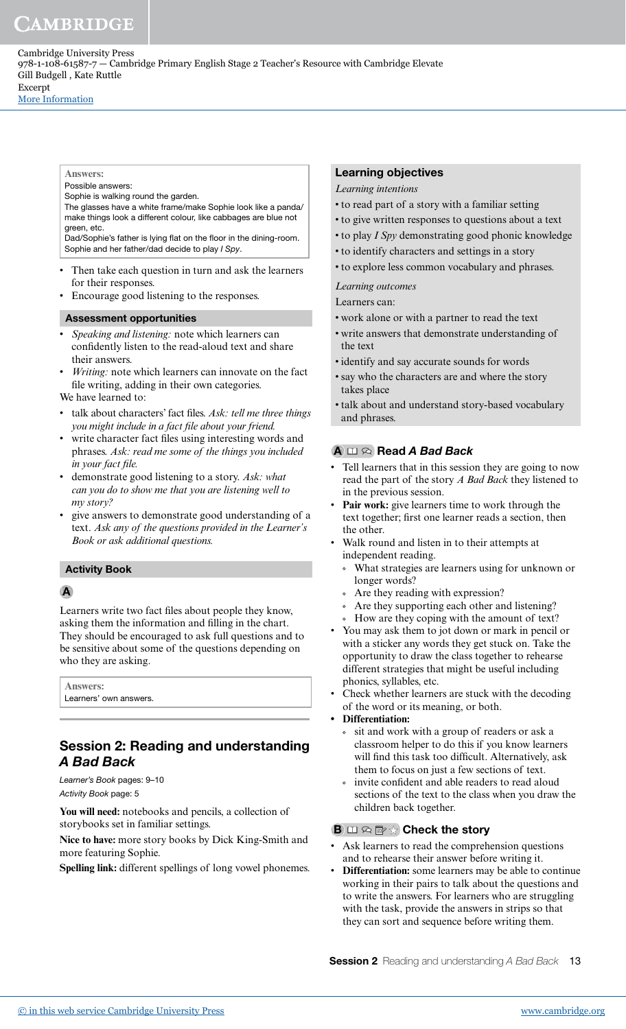**Answers:**

Possible answers:

Sophie is walking round the garden.

The glasses have a white frame/make Sophie look like a panda/make things look a different colour, like cabbages are blue not green, etc.

Dad/Sophie's father is lying flat on the floor in the dining-room.

Sophie and her father/dad decide to play *I Spy*.

- Then take each question in turn and ask the learners for their responses.
- Encourage good listening to the responses.

### Assessment opportunities

- *Speaking and listening:* note which learners can confidently listen to the read-aloud text and share their answers.
- *Writing:* note which learners can innovate on the fact file writing, adding in their own categories.

We have learned to:

- talk about characters' fact files. *Ask: tell me three things you might include in a fact file about your friend.*
- write character fact files using interesting words and phrases. *Ask: read me some of the things you included in your fact file.*
- demonstrate good listening to a story. *Ask: what can you do to show me that you are listening well to my story?*
- give answers to demonstrate good understanding of a text. *Ask any of the questions provided in the Learner's Book or ask additional questions.*

### Activity Book

**A**

Learners write two fact files about people they know, asking them the information and filling in the chart. They should be encouraged to ask full questions and to be sensitive about some of the questions depending on who they are asking.

**Answers:**

Learners' own answers.

## Session 2: Reading and understanding *A Bad Back*

*Learner's Book* pages: 9–10

*Activity Book* page: 5

**You will need:** notebooks and pencils, a collection of storybooks set in familiar settings.

**Nice to have:** more story books by Dick King-Smith and more featuring Sophie.

**Spelling link:** different spellings of long vowel phonemes.

### Learning objectives

*Learning intentions*

- to read part of a story with a familiar setting
- to give written responses to questions about a text
- to play *I Spy* demonstrating good phonic knowledge
- to identify characters and settings in a story
- to explore less common vocabulary and phrases.

*Learning outcomes*

Learners can:

- work alone or with a partner to read the text
- write answers that demonstrate understanding of the text
- identify and say accurate sounds for words
- say who the characters are and where the story takes place
- talk about and understand story-based vocabulary and phrases.

### A Read *A Bad Back*

- Tell learners that in this session they are going to now read the part of the story *A Bad Back* they listened to in the previous session.
- **Pair work:** give learners time to work through the text together; first one learner reads a section, then the other.
- Walk round and listen in to their attempts at independent reading.
  - What strategies are learners using for unknown or longer words?
  - Are they reading with expression?
  - Are they supporting each other and listening?
  - How are they coping with the amount of text?
- You may ask them to jot down or mark in pencil or with a sticker any words they get stuck on. Take the opportunity to draw the class together to rehearse different strategies that might be useful including phonics, syllables, etc.
- Check whether learners are stuck with the decoding of the word or its meaning, or both.
- **Differentiation:**
  - sit and work with a group of readers or ask a classroom helper to do this if you know learners will find this task too difficult. Alternatively, ask them to focus on just a few sections of text.
  - invite confident and able readers to read aloud sections of the text to the class when you draw the children back together.

### B Check the story

- Ask learners to read the comprehension questions and to rehearse their answer before writing it.
- **Differentiation:** some learners may be able to continue working in their pairs to talk about the questions and to write the answers. For learners who are struggling with the task, provide the answers in strips so that they can sort and sequence before writing them.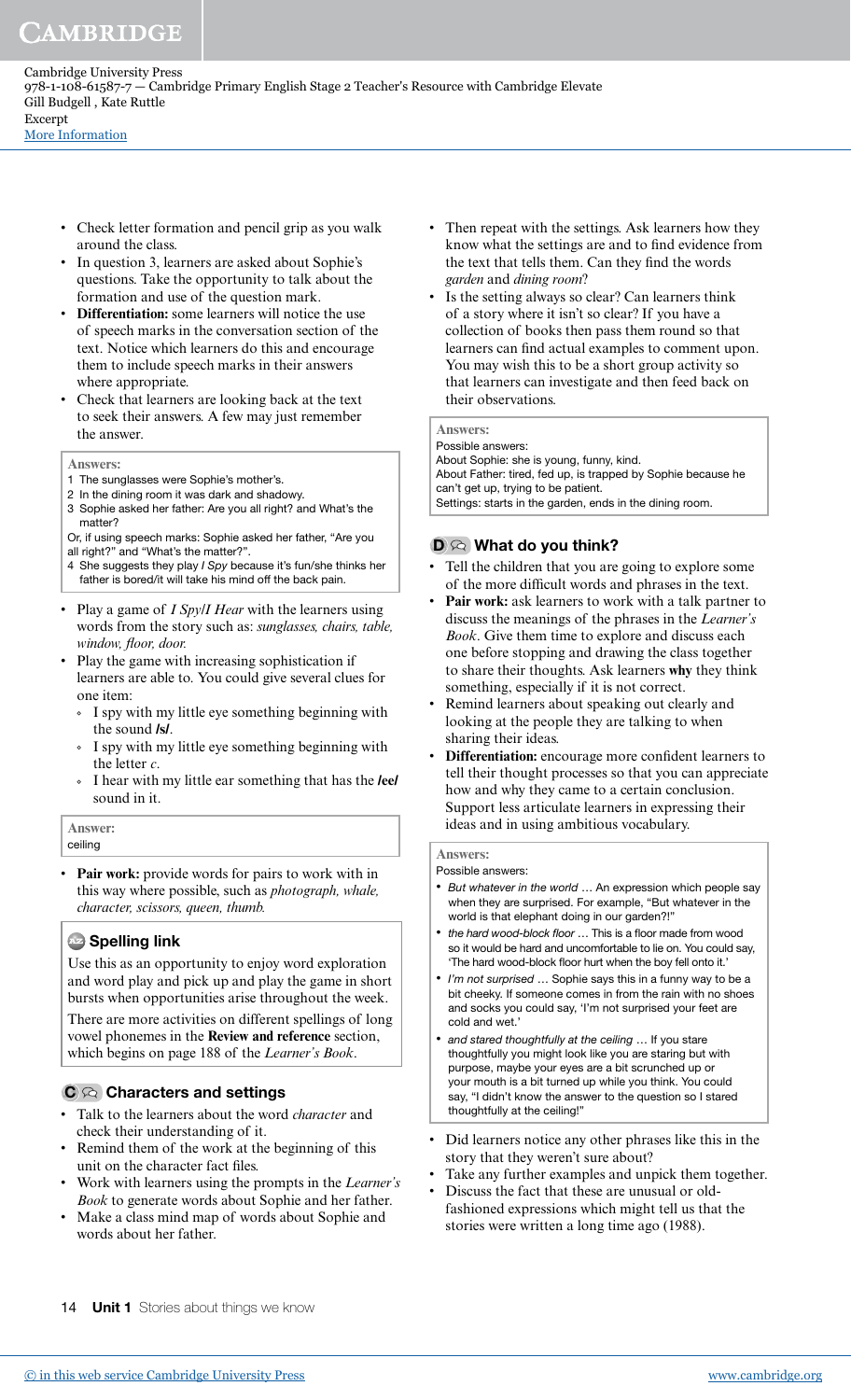- Check letter formation and pencil grip as you walk around the class.
- In question 3, learners are asked about Sophie's questions. Take the opportunity to talk about the formation and use of the question mark.
- **Differentiation:** some learners will notice the use of speech marks in the conversation section of the text. Notice which learners do this and encourage them to include speech marks in their answers where appropriate.
- Check that learners are looking back at the text to seek their answers. A few may just remember the answer.

**Answers:**

1 The sunglasses were Sophie's mother's.
2 In the dining room it was dark and shadowy.
3 Sophie asked her father: Are you all right? and What's the matter?
Or, if using speech marks: Sophie asked her father, "Are you all right?" and "What's the matter?".
4 She suggests they play *I Spy* because it's fun/she thinks her father is bored/it will take his mind off the back pain.

- Play a game of *I Spy*/*I Hear* with the learners using words from the story such as: *sunglasses, chairs, table, window, floor, door.*
- Play the game with increasing sophistication if learners are able to. You could give several clues for one item:
  - I spy with my little eye something beginning with the sound **/s/**.
  - I spy with my little eye something beginning with the letter *c*.
  - I hear with my little ear something that has the **/ee/** sound in it.

**Answer:**
ceiling

- **Pair work:** provide words for pairs to work with in this way where possible, such as *photograph, whale, character, scissors, queen, thumb.*

### Spelling link

Use this as an opportunity to enjoy word exploration and word play and pick up and play the game in short bursts when opportunities arise throughout the week.

There are more activities on different spellings of long vowel phonemes in the **Review and reference** section, which begins on page 188 of the *Learner's Book*.

### C Characters and settings

- Talk to the learners about the word *character* and check their understanding of it.
- Remind them of the work at the beginning of this unit on the character fact files.
- Work with learners using the prompts in the *Learner's Book* to generate words about Sophie and her father.
- Make a class mind map of words about Sophie and words about her father.
- Then repeat with the settings. Ask learners how they know what the settings are and to find evidence from the text that tells them. Can they find the words *garden* and *dining room*?
- Is the setting always so clear? Can learners think of a story where it isn't so clear? If you have a collection of books then pass them round so that learners can find actual examples to comment upon. You may wish this to be a short group activity so that learners can investigate and then feed back on their observations.

**Answers:**

Possible answers:
About Sophie: she is young, funny, kind.
About Father: tired, fed up, is trapped by Sophie because he can't get up, trying to be patient.
Settings: starts in the garden, ends in the dining room.

### D What do you think?

- Tell the children that you are going to explore some of the more difficult words and phrases in the text.
- **Pair work:** ask learners to work with a talk partner to discuss the meanings of the phrases in the *Learner's Book*. Give them time to explore and discuss each one before stopping and drawing the class together to share their thoughts. Ask learners **why** they think something, especially if it is not correct.
- Remind learners about speaking out clearly and looking at the people they are talking to when sharing their ideas.
- **Differentiation:** encourage more confident learners to tell their thought processes so that you can appreciate how and why they came to a certain conclusion. Support less articulate learners in expressing their ideas and in using ambitious vocabulary.

**Answers:**

Possible answers:

- *But whatever in the world* … An expression which people say when they are surprised. For example, "But whatever in the world is that elephant doing in our garden?!"
- *the hard wood-block floor* … This is a floor made from wood so it would be hard and uncomfortable to lie on. You could say, 'The hard wood-block floor hurt when the boy fell onto it.'
- *I'm not surprised* … Sophie says this in a funny way to be a bit cheeky. If someone comes in from the rain with no shoes and socks you could say, 'I'm not surprised your feet are cold and wet.'
- *and stared thoughtfully at the ceiling* … If you stare thoughtfully you might look like you are staring but with purpose, maybe your eyes are a bit scrunched up or your mouth is a bit turned up while you think. You could say, "I didn't know the answer to the question so I stared thoughtfully at the ceiling!"

- Did learners notice any other phrases like this in the story that they weren't sure about?
- Take any further examples and unpick them together.
- Discuss the fact that these are unusual or old-fashioned expressions which might tell us that the stories were written a long time ago (1988).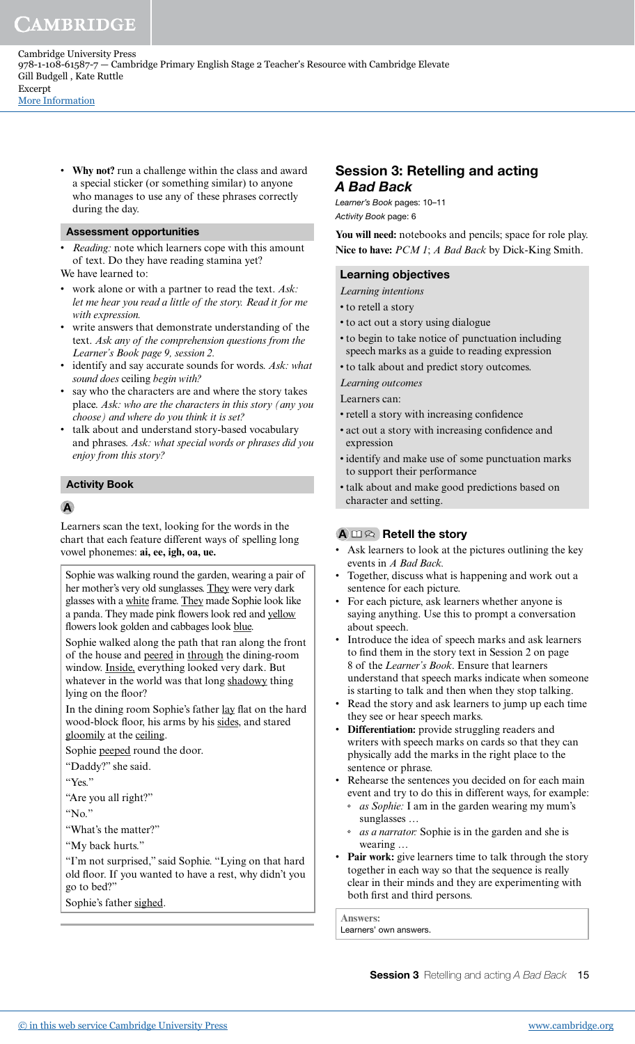- **Why not?** run a challenge within the class and award a special sticker (or something similar) to anyone who manages to use any of these phrases correctly during the day.

### Assessment opportunities

- *Reading:* note which learners cope with this amount of text. Do they have reading stamina yet?

We have learned to:

- work alone or with a partner to read the text. *Ask: let me hear you read a little of the story. Read it for me with expression.*
- write answers that demonstrate understanding of the text. *Ask any of the comprehension questions from the Learner's Book page 9, session 2.*
- identify and say accurate sounds for words. *Ask: what sound does* ceiling *begin with?*
- say who the characters are and where the story takes place. *Ask: who are the characters in this story (any you choose) and where do you think it is set?*
- talk about and understand story-based vocabulary and phrases. *Ask: what special words or phrases did you enjoy from this story?*

### Activity Book

**A**

Learners scan the text, looking for the words in the chart that each feature different ways of spelling long vowel phonemes: **ai, ee, igh, oa, ue.**

> Sophie was walking round the garden, wearing a pair of her mother's very old sunglasses. They were very dark glasses with a white frame. They made Sophie look like a panda. They made pink flowers look red and yellow flowers look golden and cabbages look blue.
>
> Sophie walked along the path that ran along the front of the house and peered in through the dining-room window. Inside, everything looked very dark. But whatever in the world was that long shadowy thing lying on the floor?
>
> In the dining room Sophie's father lay flat on the hard wood-block floor, his arms by his sides, and stared gloomily at the ceiling.
>
> Sophie peeped round the door.
>
> "Daddy?" she said.
>
> "Yes."
>
> "Are you all right?"
>
> "No."
>
> "What's the matter?"
>
> "My back hurts."
>
> "I'm not surprised," said Sophie. "Lying on that hard old floor. If you wanted to have a rest, why didn't you go to bed?"
>
> Sophie's father sighed.

## Session 3: Retelling and acting *A Bad Back*

*Learner's Book* pages: 10–11
*Activity Book* page: 6

**You will need:** notebooks and pencils; space for role play.
**Nice to have:** *PCM 1*; *A Bad Back* by Dick-King Smith.

### Learning objectives

*Learning intentions*

- to retell a story
- to act out a story using dialogue
- to begin to take notice of punctuation including speech marks as a guide to reading expression
- to talk about and predict story outcomes.

*Learning outcomes*

Learners can:

- retell a story with increasing confidence
- act out a story with increasing confidence and expression
- identify and make use of some punctuation marks to support their performance
- talk about and make good predictions based on character and setting.

### A Retell the story

- Ask learners to look at the pictures outlining the key events in *A Bad Back.*
- Together, discuss what is happening and work out a sentence for each picture.
- For each picture, ask learners whether anyone is saying anything. Use this to prompt a conversation about speech.
- Introduce the idea of speech marks and ask learners to find them in the story text in Session 2 on page 8 of the *Learner's Book*. Ensure that learners understand that speech marks indicate when someone is starting to talk and then when they stop talking.
- Read the story and ask learners to jump up each time they see or hear speech marks.
- **Differentiation:** provide struggling readers and writers with speech marks on cards so that they can physically add the marks in the right place to the sentence or phrase.
- Rehearse the sentences you decided on for each main event and try to do this in different ways, for example:
  - *as Sophie:* I am in the garden wearing my mum's sunglasses …
  - *as a narrator:* Sophie is in the garden and she is wearing …
- **Pair work:** give learners time to talk through the story together in each way so that the sequence is really clear in their minds and they are experimenting with both first and third persons.

**Answers:**
Learners' own answers.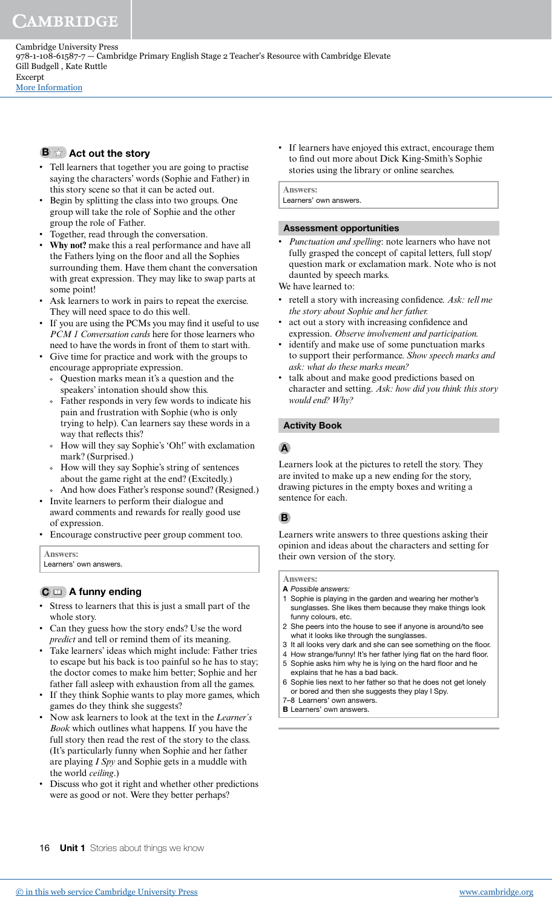### B Act out the story

- Tell learners that together you are going to practise saying the characters' words (Sophie and Father) in this story scene so that it can be acted out.
- Begin by splitting the class into two groups. One group will take the role of Sophie and the other group the role of Father.
- Together, read through the conversation.
- **Why not?** make this a real performance and have all the Fathers lying on the floor and all the Sophies surrounding them. Have them chant the conversation with great expression. They may like to swap parts at some point!
- Ask learners to work in pairs to repeat the exercise. They will need space to do this well.
- If you are using the PCMs you may find it useful to use *PCM 1 Conversation cards* here for those learners who need to have the words in front of them to start with.
- Give time for practice and work with the groups to encourage appropriate expression.
  - Question marks mean it's a question and the speakers' intonation should show this.
  - Father responds in very few words to indicate his pain and frustration with Sophie (who is only trying to help). Can learners say these words in a way that reflects this?
  - How will they say Sophie's 'Oh!' with exclamation mark? (Surprised.)
  - How will they say Sophie's string of sentences about the game right at the end? (Excitedly.)
  - And how does Father's response sound? (Resigned.)
- Invite learners to perform their dialogue and award comments and rewards for really good use of expression.
- Encourage constructive peer group comment too.

**Answers:**
Learners' own answers.

### C A funny ending

- Stress to learners that this is just a small part of the whole story.
- Can they guess how the story ends? Use the word *predict* and tell or remind them of its meaning.
- Take learners' ideas which might include: Father tries to escape but his back is too painful so he has to stay; the doctor comes to make him better; Sophie and her father fall asleep with exhaustion from all the games.
- If they think Sophie wants to play more games, which games do they think she suggests?
- Now ask learners to look at the text in the *Learner's Book* which outlines what happens. If you have the full story then read the rest of the story to the class. (It's particularly funny when Sophie and her father are playing *I Spy* and Sophie gets in a muddle with the world *ceiling*.)
- Discuss who got it right and whether other predictions were as good or not. Were they better perhaps?
- If learners have enjoyed this extract, encourage them to find out more about Dick King-Smith's Sophie stories using the library or online searches.

**Answers:**
Learners' own answers.

### Assessment opportunities

- *Punctuation and spelling*: note learners who have not fully grasped the concept of capital letters, full stop/ question mark or exclamation mark. Note who is not daunted by speech marks.

We have learned to:

- retell a story with increasing confidence. *Ask: tell me the story about Sophie and her father.*
- act out a story with increasing confidence and expression. *Observe involvement and participation.*
- identify and make use of some punctuation marks to support their performance. *Show speech marks and ask: what do these marks mean?*
- talk about and make good predictions based on character and setting. *Ask: how did you think this story would end? Why?*

### Activity Book

**A**

Learners look at the pictures to retell the story. They are invited to make up a new ending for the story, drawing pictures in the empty boxes and writing a sentence for each.

**B**

Learners write answers to three questions asking their opinion and ideas about the characters and setting for their own version of the story.

**Answers:**
**A** *Possible answers:*
1 Sophie is playing in the garden and wearing her mother's sunglasses. She likes them because they make things look funny colours, etc.
2 She peers into the house to see if anyone is around/to see what it looks like through the sunglasses.
3 It all looks very dark and she can see something on the floor.
4 How strange/funny! It's her father lying flat on the hard floor.
5 Sophie asks him why he is lying on the hard floor and he explains that he has a bad back.
6 Sophie lies next to her father so that he does not get lonely or bored and then she suggests they play I Spy.
7–8 Learners' own answers.
**B** Learners' own answers.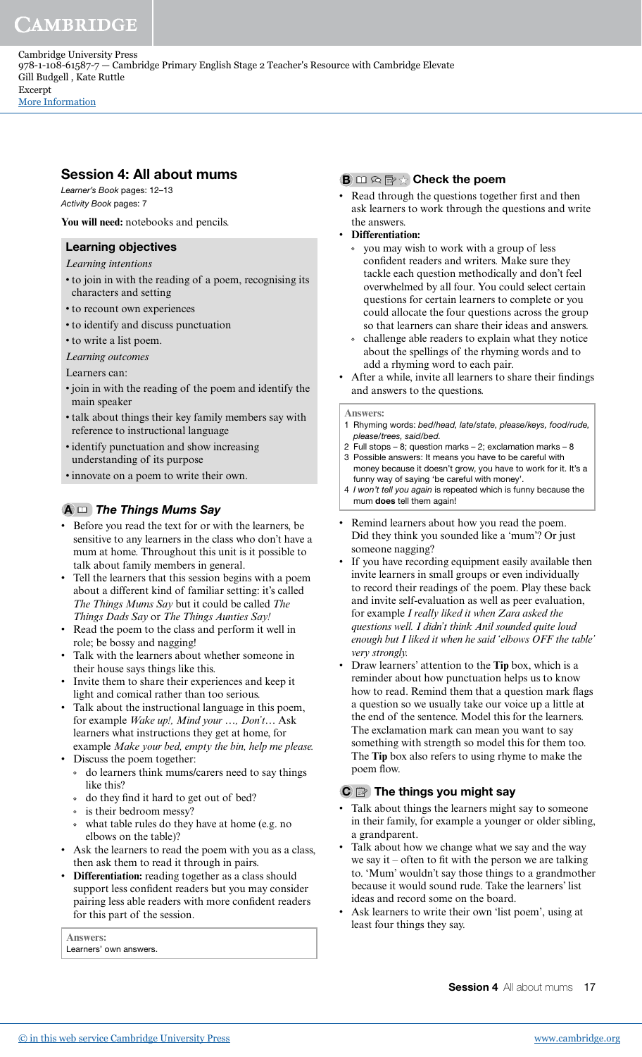## Session 4: All about mums

*Learner's Book* pages: 12–13
*Activity Book* pages: 7

**You will need:** notebooks and pencils.

### Learning objectives

*Learning intentions*

- to join in with the reading of a poem, recognising its characters and setting
- to recount own experiences
- to identify and discuss punctuation
- to write a list poem.

*Learning outcomes*

Learners can:

- join in with the reading of the poem and identify the main speaker
- talk about things their key family members say with reference to instructional language
- identify punctuation and show increasing understanding of its purpose
- innovate on a poem to write their own.

### A *The Things Mums Say*

- Before you read the text for or with the learners, be sensitive to any learners in the class who don't have a mum at home. Throughout this unit is it possible to talk about family members in general.
- Tell the learners that this session begins with a poem about a different kind of familiar setting: it's called *The Things Mums Say* but it could be called *The Things Dads Say* or *The Things Aunties Say!*
- Read the poem to the class and perform it well in role; be bossy and nagging!
- Talk with the learners about whether someone in their house says things like this.
- Invite them to share their experiences and keep it light and comical rather than too serious.
- Talk about the instructional language in this poem, for example *Wake up!, Mind your …, Don't…* Ask learners what instructions they get at home, for example *Make your bed, empty the bin, help me please.*
- Discuss the poem together:
  - do learners think mums/carers need to say things like this?
  - do they find it hard to get out of bed?
  - is their bedroom messy?
  - what table rules do they have at home (e.g. no elbows on the table)?
- Ask the learners to read the poem with you as a class, then ask them to read it through in pairs.
- **Differentiation:** reading together as a class should support less confident readers but you may consider pairing less able readers with more confident readers for this part of the session.

**Answers:**
Learners' own answers.

### B Check the poem

- Read through the questions together first and then ask learners to work through the questions and write the answers.
- **Differentiation:**
  - you may wish to work with a group of less confident readers and writers. Make sure they tackle each question methodically and don't feel overwhelmed by all four. You could select certain questions for certain learners to complete or you could allocate the four questions across the group so that learners can share their ideas and answers.
  - challenge able readers to explain what they notice about the spellings of the rhyming words and to add a rhyming word to each pair.
- After a while, invite all learners to share their findings and answers to the questions.

**Answers:**

1. Rhyming words: *bed/head, late/state, please/keys, food/rude, please/trees, said/bed.*
2. Full stops – 8; question marks – 2; exclamation marks – 8
3. Possible answers: It means you have to be careful with money because it doesn't grow, you have to work for it. It's a funny way of saying 'be careful with money'.
4. *I won't tell you again* is repeated which is funny because the mum **does** tell them again!

- Remind learners about how you read the poem. Did they think you sounded like a 'mum'? Or just someone nagging?
- If you have recording equipment easily available then invite learners in small groups or even individually to record their readings of the poem. Play these back and invite self-evaluation as well as peer evaluation, for example *I really liked it when Zara asked the questions well. I didn't think Anil sounded quite loud enough but I liked it when he said 'elbows OFF the table' very strongly.*
- Draw learners' attention to the **Tip** box, which is a reminder about how punctuation helps us to know how to read. Remind them that a question mark flags a question so we usually take our voice up a little at the end of the sentence. Model this for the learners. The exclamation mark can mean you want to say something with strength so model this for them too. The **Tip** box also refers to using rhyme to make the poem flow.

### C The things you might say

- Talk about things the learners might say to someone in their family, for example a younger or older sibling, a grandparent.
- Talk about how we change what we say and the way we say it – often to fit with the person we are talking to. 'Mum' wouldn't say those things to a grandmother because it would sound rude. Take the learners' list ideas and record some on the board.
- Ask learners to write their own 'list poem', using at least four things they say.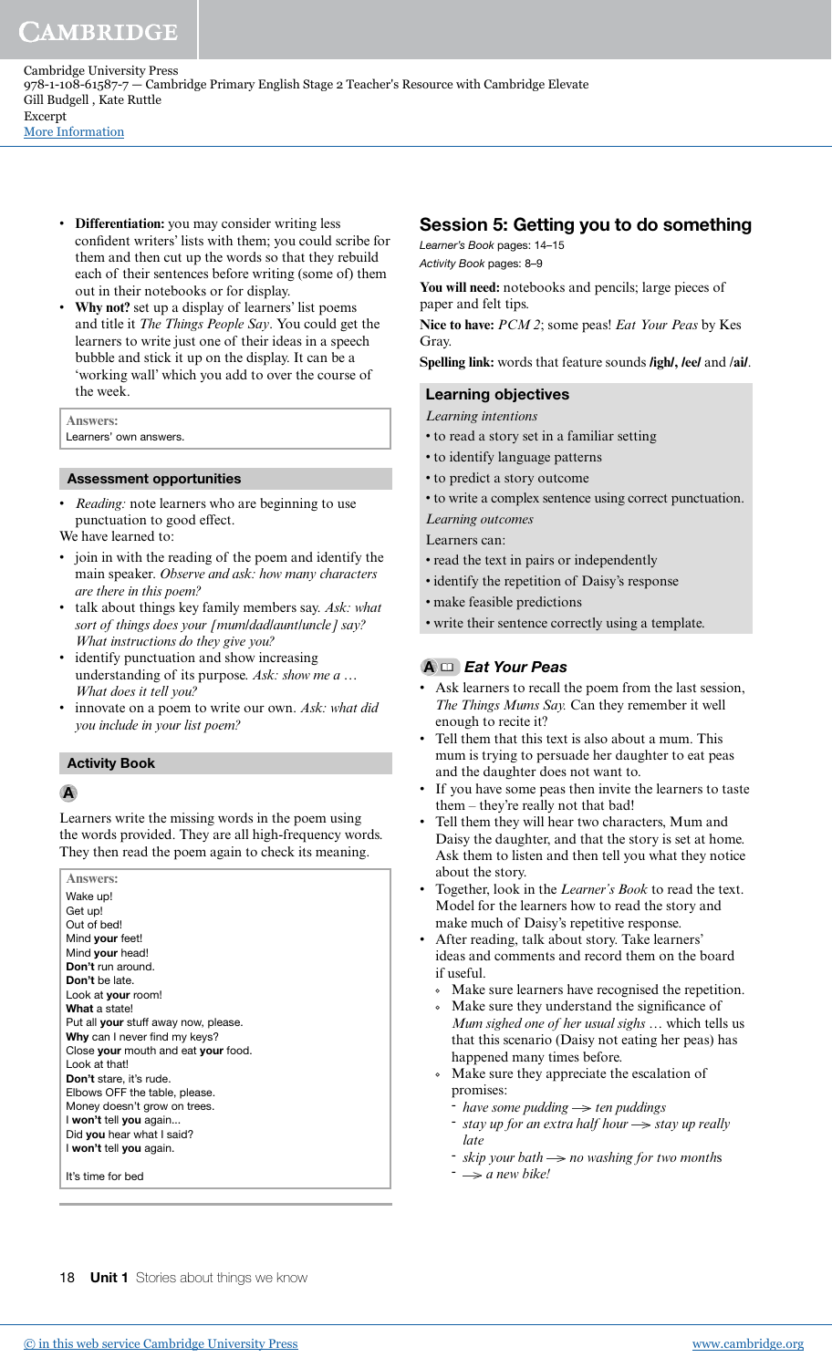- **Differentiation:** you may consider writing less confident writers' lists with them; you could scribe for them and then cut up the words so that they rebuild each of their sentences before writing (some of) them out in their notebooks or for display.
- **Why not?** set up a display of learners' list poems and title it *The Things People Say*. You could get the learners to write just one of their ideas in a speech bubble and stick it up on the display. It can be a 'working wall' which you add to over the course of the week.

**Answers:**
Learners' own answers.

### Assessment opportunities

- *Reading:* note learners who are beginning to use punctuation to good effect.

We have learned to:

- join in with the reading of the poem and identify the main speaker. *Observe and ask: how many characters are there in this poem?*
- talk about things key family members say. *Ask: what sort of things does your [mum/dad/aunt/uncle] say? What instructions do they give you?*
- identify punctuation and show increasing understanding of its purpose. *Ask: show me a … What does it tell you?*
- innovate on a poem to write our own. *Ask: what did you include in your list poem?*

### Activity Book

**A**

Learners write the missing words in the poem using the words provided. They are all high-frequency words. They then read the poem again to check its meaning.

**Answers:**
Wake up!
Get up!
Out of bed!
Mind **your** feet!
Mind **your** head!
**Don't** run around.
**Don't** be late.
Look at **your** room!
**What** a state!
Put all **your** stuff away now, please.
**Why** can I never find my keys?
Close **your** mouth and eat **your** food.
Look at that!
**Don't** stare, it's rude.
Elbows OFF the table, please.
Money doesn't grow on trees.
I **won't** tell **you** again...
Did **you** hear what I said?
I **won't** tell **you** again.

It's time for bed

## Session 5: Getting you to do something

*Learner's Book* pages: 14–15
*Activity Book* pages: 8–9

**You will need:** notebooks and pencils; large pieces of paper and felt tips.

**Nice to have:** *PCM 2*; some peas! *Eat Your Peas* by Kes Gray.

**Spelling link:** words that feature sounds **/igh/, /ee/** and **/ai/**.

### Learning objectives

*Learning intentions*

- to read a story set in a familiar setting
- to identify language patterns
- to predict a story outcome
- to write a complex sentence using correct punctuation.

*Learning outcomes*

Learners can:

- read the text in pairs or independently
- identify the repetition of Daisy's response
- make feasible predictions
- write their sentence correctly using a template.

### A *Eat Your Peas*

- Ask learners to recall the poem from the last session, *The Things Mums Say.* Can they remember it well enough to recite it?
- Tell them that this text is also about a mum. This mum is trying to persuade her daughter to eat peas and the daughter does not want to.
- If you have some peas then invite the learners to taste them – they're really not that bad!
- Tell them they will hear two characters, Mum and Daisy the daughter, and that the story is set at home. Ask them to listen and then tell you what they notice about the story.
- Together, look in the *Learner's Book* to read the text. Model for the learners how to read the story and make much of Daisy's repetitive response.
- After reading, talk about story. Take learners' ideas and comments and record them on the board if useful.
  - Make sure learners have recognised the repetition.
  - Make sure they understand the significance of *Mum sighed one of her usual sighs …* which tells us that this scenario (Daisy not eating her peas) has happened many times before.
  - Make sure they appreciate the escalation of promises:
    - *have some pudding → ten puddings*
    - *stay up for an extra half hour → stay up really late*
    - *skip your bath → no washing for two months*
    - *→ a new bike!*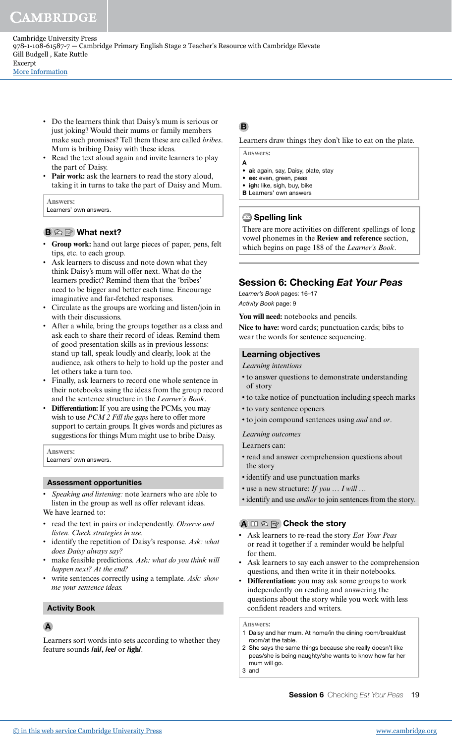- Do the learners think that Daisy's mum is serious or just joking? Would their mums or family members make such promises? Tell them these are called *bribes*. Mum is bribing Daisy with these ideas.
- Read the text aloud again and invite learners to play the part of Daisy.
- **Pair work:** ask the learners to read the story aloud, taking it in turns to take the part of Daisy and Mum.

> **Answers:**
> Learners' own answers.

### B What next?

- **Group work:** hand out large pieces of paper, pens, felt tips, etc. to each group.
- Ask learners to discuss and note down what they think Daisy's mum will offer next. What do the learners predict? Remind them that the 'bribes' need to be bigger and better each time. Encourage imaginative and far-fetched responses.
- Circulate as the groups are working and listen/join in with their discussions.
- After a while, bring the groups together as a class and ask each to share their record of ideas. Remind them of good presentation skills as in previous lessons: stand up tall, speak loudly and clearly, look at the audience, ask others to help to hold up the poster and let others take a turn too.
- Finally, ask learners to record one whole sentence in their notebooks using the ideas from the group record and the sentence structure in the *Learner's Book*.
- **Differentiation:** If you are using the PCMs, you may wish to use *PCM 2 Fill the gaps* here to offer more support to certain groups. It gives words and pictures as suggestions for things Mum might use to bribe Daisy.

> **Answers:**
> Learners' own answers.

#### Assessment opportunities

- *Speaking and listening:* note learners who are able to listen in the group as well as offer relevant ideas.

We have learned to:

- read the text in pairs or independently. *Observe and listen. Check strategies in use.*
- identify the repetition of Daisy's response. *Ask: what does Daisy always say?*
- make feasible predictions. *Ask: what do you think will happen next? At the end?*
- write sentences correctly using a template. *Ask: show me your sentence ideas.*

#### Activity Book

**A**

Learners sort words into sets according to whether they feature sounds **/ai/, /ee/** or **/igh/**.

**B**

Learners draw things they don't like to eat on the plate.

> **Answers:**
> **A**
> - **ai:** again, say, Daisy, plate, stay
> - **ee:** even, green, peas
> - **igh:** like, sigh, buy, bike
>
> **B** Learners' own answers

> **Spelling link**
> There are more activities on different spellings of long vowel phonemes in the **Review and reference** section, which begins on page 188 of the *Learner's Book*.

## Session 6: Checking *Eat Your Peas*

*Learner's Book* pages: 16–17
*Activity Book* page: 9

**You will need:** notebooks and pencils.

**Nice to have:** word cards; punctuation cards; bibs to wear the words for sentence sequencing.

#### Learning objectives

*Learning intentions*

- to answer questions to demonstrate understanding of story
- to take notice of punctuation including speech marks
- to vary sentence openers
- to join compound sentences using *and* and *or*.

*Learning outcomes*

Learners can:

- read and answer comprehension questions about the story
- identify and use punctuation marks
- use a new structure: *If you … I will …*
- identify and use *and/or* to join sentences from the story.

### A Check the story

- Ask learners to re-read the story *Eat Your Peas* or read it together if a reminder would be helpful for them.
- Ask learners to say each answer to the comprehension questions, and then write it in their notebooks.
- **Differentiation:** you may ask some groups to work independently on reading and answering the questions about the story while you work with less confident readers and writers.

> **Answers:**
> 1 Daisy and her mum. At home/in the dining room/breakfast room/at the table.
> 2 She says the same things because she really doesn't like peas/she is being naughty/she wants to know how far her mum will go.
> 3 and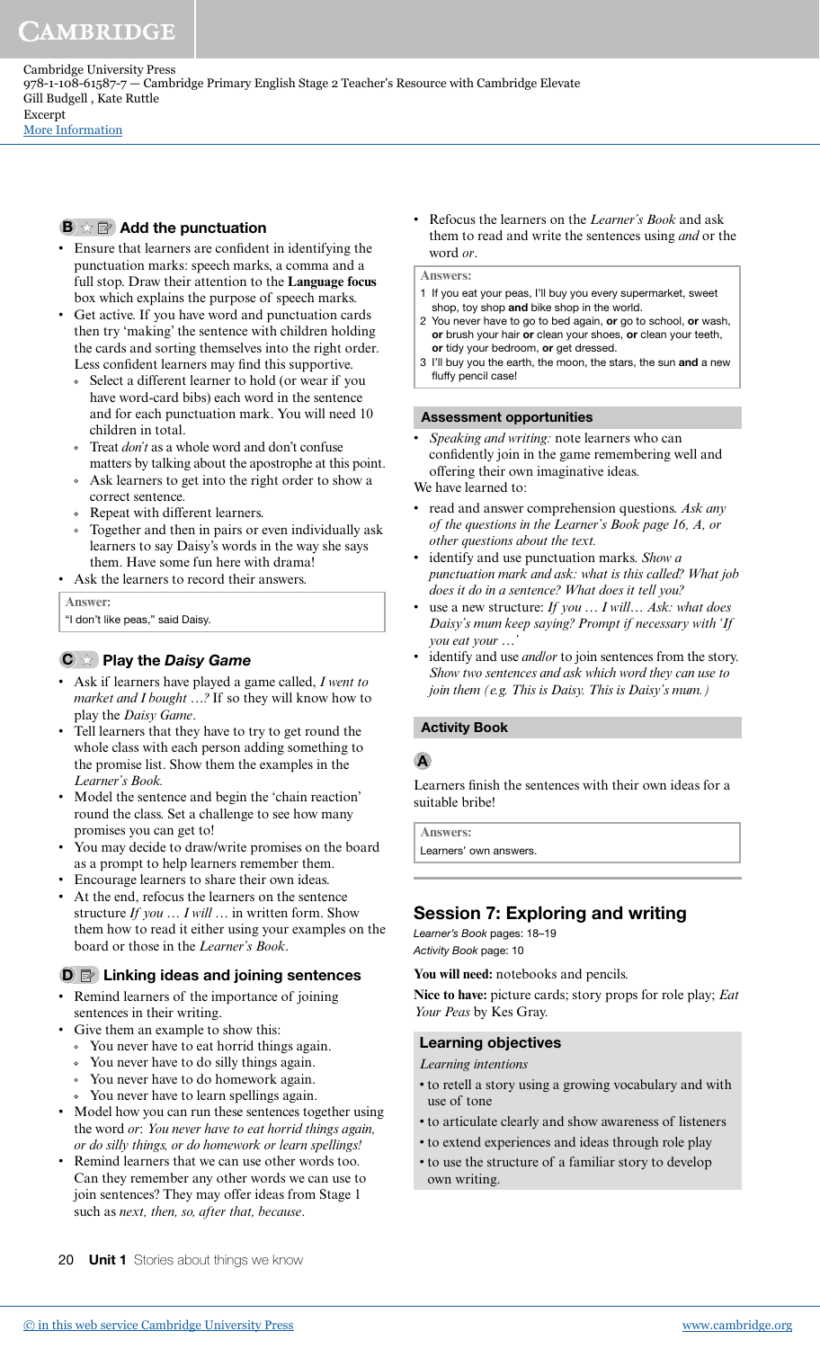### B Add the punctuation

- Ensure that learners are confident in identifying the punctuation marks: speech marks, a comma and a full stop. Draw their attention to the **Language focus** box which explains the purpose of speech marks.
- Get active. If you have word and punctuation cards then try 'making' the sentence with children holding the cards and sorting themselves into the right order. Less confident learners may find this supportive.
  - Select a different learner to hold (or wear if you have word-card bibs) each word in the sentence and for each punctuation mark. You will need 10 children in total.
  - Treat *don't* as a whole word and don't confuse matters by talking about the apostrophe at this point.
  - Ask learners to get into the right order to show a correct sentence.
  - Repeat with different learners.
  - Together and then in pairs or even individually ask learners to say Daisy's words in the way she says them. Have some fun here with drama!
- Ask the learners to record their answers.

**Answer:**
"I don't like peas," said Daisy.

### C Play the *Daisy Game*

- Ask if learners have played a game called, *I went to market and I bought …?* If so they will know how to play the *Daisy Game*.
- Tell learners that they have to try to get round the whole class with each person adding something to the promise list. Show them the examples in the *Learner's Book*.
- Model the sentence and begin the 'chain reaction' round the class. Set a challenge to see how many promises you can get to!
- You may decide to draw/write promises on the board as a prompt to help learners remember them.
- Encourage learners to share their own ideas.
- At the end, refocus the learners on the sentence structure *If you … I will …* in written form. Show them how to read it either using your examples on the board or those in the *Learner's Book*.

### D Linking ideas and joining sentences

- Remind learners of the importance of joining sentences in their writing.
- Give them an example to show this:
  - You never have to eat horrid things again.
  - You never have to do silly things again.
  - You never have to do homework again.
  - You never have to learn spellings again.
- Model how you can run these sentences together using the word *or*: *You never have to eat horrid things again, or do silly things, or do homework or learn spellings!*
- Remind learners that we can use other words too. Can they remember any other words we can use to join sentences? They may offer ideas from Stage 1 such as *next, then, so, after that, because*.
- Refocus the learners on the *Learner's Book* and ask them to read and write the sentences using *and* or the word *or*.

**Answers:**
1 If you eat your peas, I'll buy you every supermarket, sweet shop, toy shop **and** bike shop in the world.
2 You never have to go to bed again, **or** go to school, **or** wash, **or** brush your hair **or** clean your shoes, **or** clean your teeth, **or** tidy your bedroom, **or** get dressed.
3 I'll buy you the earth, the moon, the stars, the sun **and** a new fluffy pencil case!

**Assessment opportunities**

- *Speaking and writing:* note learners who can confidently join in the game remembering well and offering their own imaginative ideas.

We have learned to:

- read and answer comprehension questions. *Ask any of the questions in the Learner's Book page 16, A, or other questions about the text.*
- identify and use punctuation marks. *Show a punctuation mark and ask: what is this called? What job does it do in a sentence? What does it tell you?*
- use a new structure: *If you … I will… Ask: what does Daisy's mum keep saying? Prompt if necessary with 'If you eat your …'*
- identify and use *and/or* to join sentences from the story. *Show two sentences and ask which word they can use to join them (e.g. This is Daisy. This is Daisy's mum.)*

**Activity Book**

**A**

Learners finish the sentences with their own ideas for a suitable bribe!

**Answers:**
Learners' own answers.

## Session 7: Exploring and writing

*Learner's Book* pages: 18–19
*Activity Book* page: 10

**You will need:** notebooks and pencils.

**Nice to have:** picture cards; story props for role play; *Eat Your Peas* by Kes Gray.

**Learning objectives**

*Learning intentions*

- to retell a story using a growing vocabulary and with use of tone
- to articulate clearly and show awareness of listeners
- to extend experiences and ideas through role play
- to use the structure of a familiar story to develop own writing.